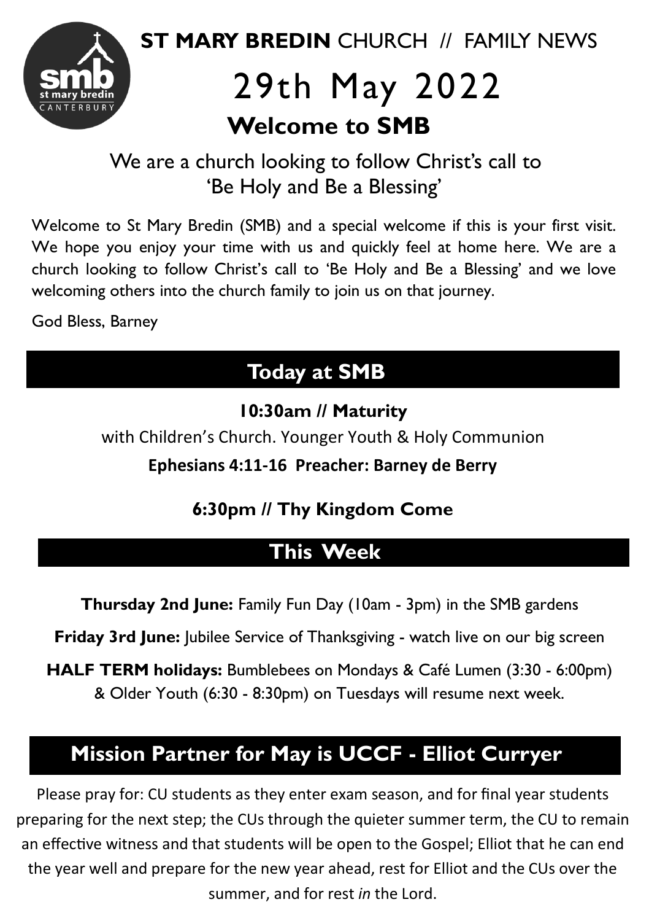**ST MARY BREDIN** CHURCH // FAMILY NEWS

# 29th May 2022

## Welcome to SMB

We are a church looking to follow Christ's call to 'Be Holy and Be a Blessing'

Welcome to St Mary Bredin (SMB) and a special welcome if this is your first visit. We hope you enjoy your time with us and quickly feel at home here. We are a church looking to follow Christ's call to 'Be Holy and Be a Blessing' and we love welcoming others into the church family to join us on that journey.

God Bless, Barney

## Today at SMB

**10:30am // Maturity**

with Children's Church. Younger Youth & Holy Communion

**Ephesians 4:11-16 Preacher: Barney de Berry**

**6:30pm // Thy Kingdom Come**

## This Week

**Thursday 2nd June:** Family Fun Day (10am - 3pm) in the SMB gardens

**Friday 3rd June:** Jubilee Service of Thanksgiving - watch live on our big screen

**HALF TERM holidays:** Bumblebees on Mondays & Café Lumen (3:30 - 6:00pm) & Older Youth (6:30 - 8:30pm) on Tuesdays will resume next week.

## Mission Partner for May is UCCF - Elliot Curryer

Please pray for: CU students as they enter exam season, and for final year students preparing for the next step; the CUs through the quieter summer term, the CU to remain an effective witness and that students will be open to the Gospel; Elliot that he can end the year well and prepare for the new year ahead, rest for Elliot and the CUs over the summer, and for rest *in* the Lord.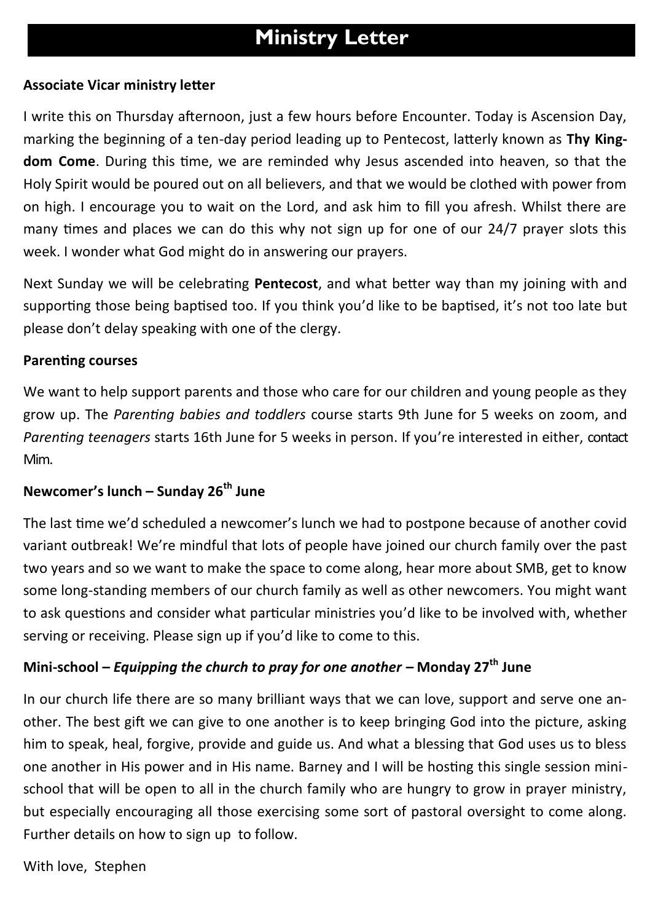# Ministry Letter

**Associate Vicar ministry letter**

I write this on Thursday afternoon, just a few hours before Encounter. Today is Ascension Day, marking the beginning of a ten-day period leading up to Pentecost, latterly known as **Thy Kingdom Come**. During this time, we are reminded why Jesus ascended into heaven, so that the Holy Spirit would be poured out on all believers, and that we would be clothed with power from on high. I encourage you to wait on the Lord, and ask him to fill you afresh. Whilst there are many times and places we can do this why not sign up for one of our 24/7 prayer slots this week. I wonder what God might do in answering our prayers.

Next Sunday we will be celebrating **Pentecost**, and what better way than my joining with and supporting those being baptised too. If you think you'd like to be baptised, it's not too late but please don't delay speaking with one of the clergy.

**Parenting courses**

We want to help support parents and those who care for our children and young people as they grow up. The *Parenting babies and toddlers* course starts 9th June for 5 weeks on zoom, and *Parenting teenagers* starts 16th June for 5 weeks in person. If you're interested in either, contact Mim.

**Newcomer's lunch – Sunday 26th June**

The last time we'd scheduled a newcomer's lunch we had to postpone because of another covid variant outbreak! We're mindful that lots of people have joined our church family over the past two years and so we want to make the space to come along, hear more about SMB, get to know some long-standing members of our church family as well as other newcomers. You might want to ask questions and consider what particular ministries you'd like to be involved with, whether serving or receiving. Please sign up if you'd like to come to this.

**Mini-school – *Equipping the church to pray for one another* – Monday 27th June**

In our church life there are so many brilliant ways that we can love, support and serve one another. The best gift we can give to one another is to keep bringing God into the picture, asking him to speak, heal, forgive, provide and guide us. And what a blessing that God uses us to bless one another in His power and in His name. Barney and I will be hosting this single session mini-school that will be open to all in the church family who are hungry to grow in prayer ministry, but especially encouraging all those exercising some sort of pastoral oversight to come along. Further details on how to sign up to follow.

With love, Stephen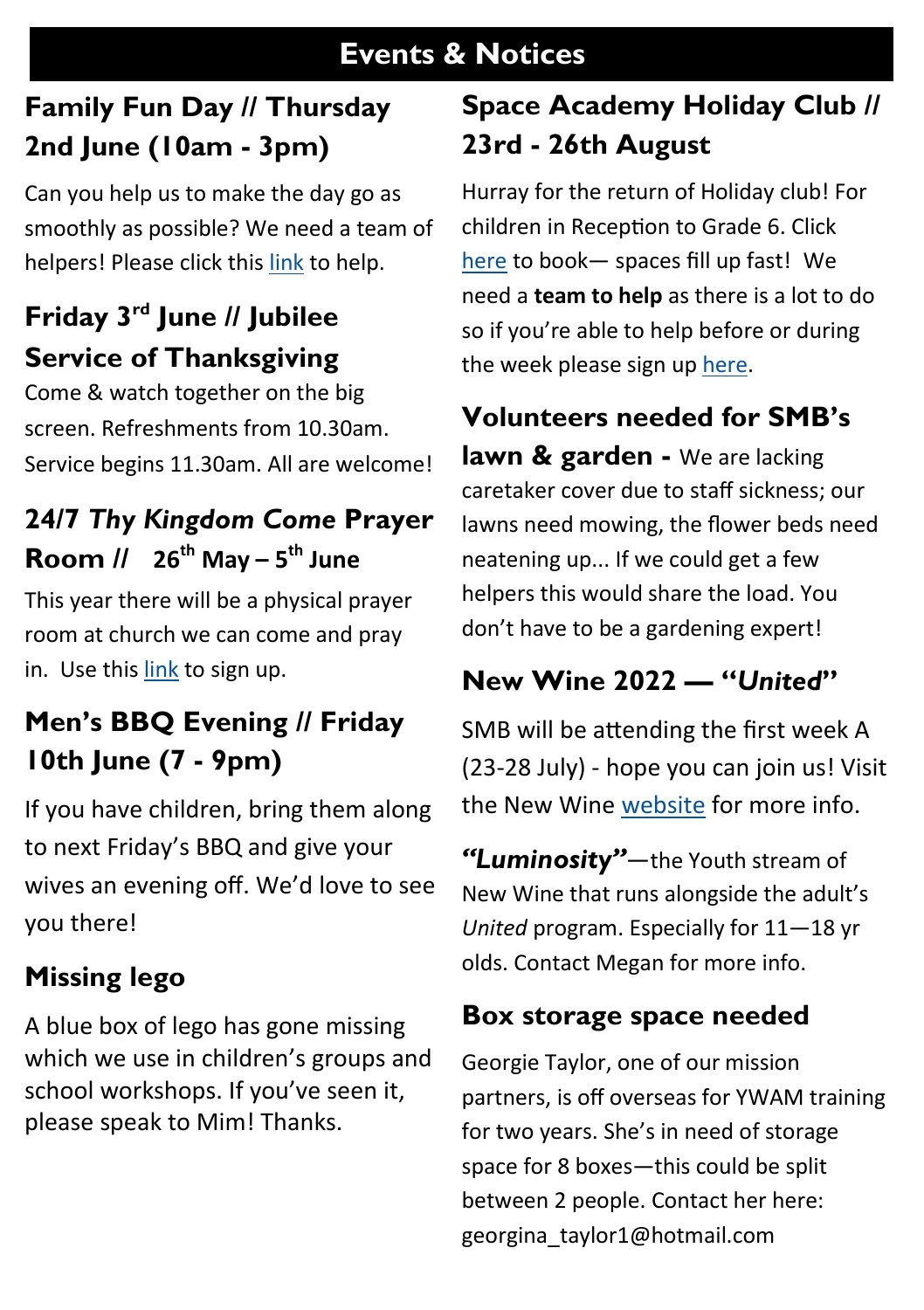# Events & Notices

## Family Fun Day // Thursday 2nd June (10am - 3pm)

Can you help us to make the day go as smoothly as possible? We need a team of helpers! Please click this link to help.

## Friday 3rd June // Jubilee Service of Thanksgiving

Come & watch together on the big screen. Refreshments from 10.30am. Service begins 11.30am. All are welcome!

## 24/7 *Thy Kingdom Come* Prayer Room // 26th May – 5th June

This year there will be a physical prayer room at church we can come and pray in. Use this link to sign up.

## Men's BBQ Evening // Friday 10th June (7 - 9pm)

If you have children, bring them along to next Friday's BBQ and give your wives an evening off. We'd love to see you there!

## Missing lego

A blue box of lego has gone missing which we use in children's groups and school workshops. If you've seen it, please speak to Mim! Thanks.

## Space Academy Holiday Club // 23rd - 26th August

Hurray for the return of Holiday club! For children in Reception to Grade 6. Click here to book— spaces fill up fast! We need a **team to help** as there is a lot to do so if you're able to help before or during the week please sign up here.

## Volunteers needed for SMB's lawn & garden -

We are lacking caretaker cover due to staff sickness; our lawns need mowing, the flower beds need neatening up... If we could get a few helpers this would share the load. You don't have to be a gardening expert!

## New Wine 2022 — "*United*"

SMB will be attending the first week A (23-28 July) - hope you can join us! Visit the New Wine website for more info.

***"Luminosity"***—the Youth stream of New Wine that runs alongside the adult's *United* program. Especially for 11—18 yr olds. Contact Megan for more info.

## Box storage space needed

Georgie Taylor, one of our mission partners, is off overseas for YWAM training for two years. She's in need of storage space for 8 boxes—this could be split between 2 people. Contact her here: georgina_taylor1@hotmail.com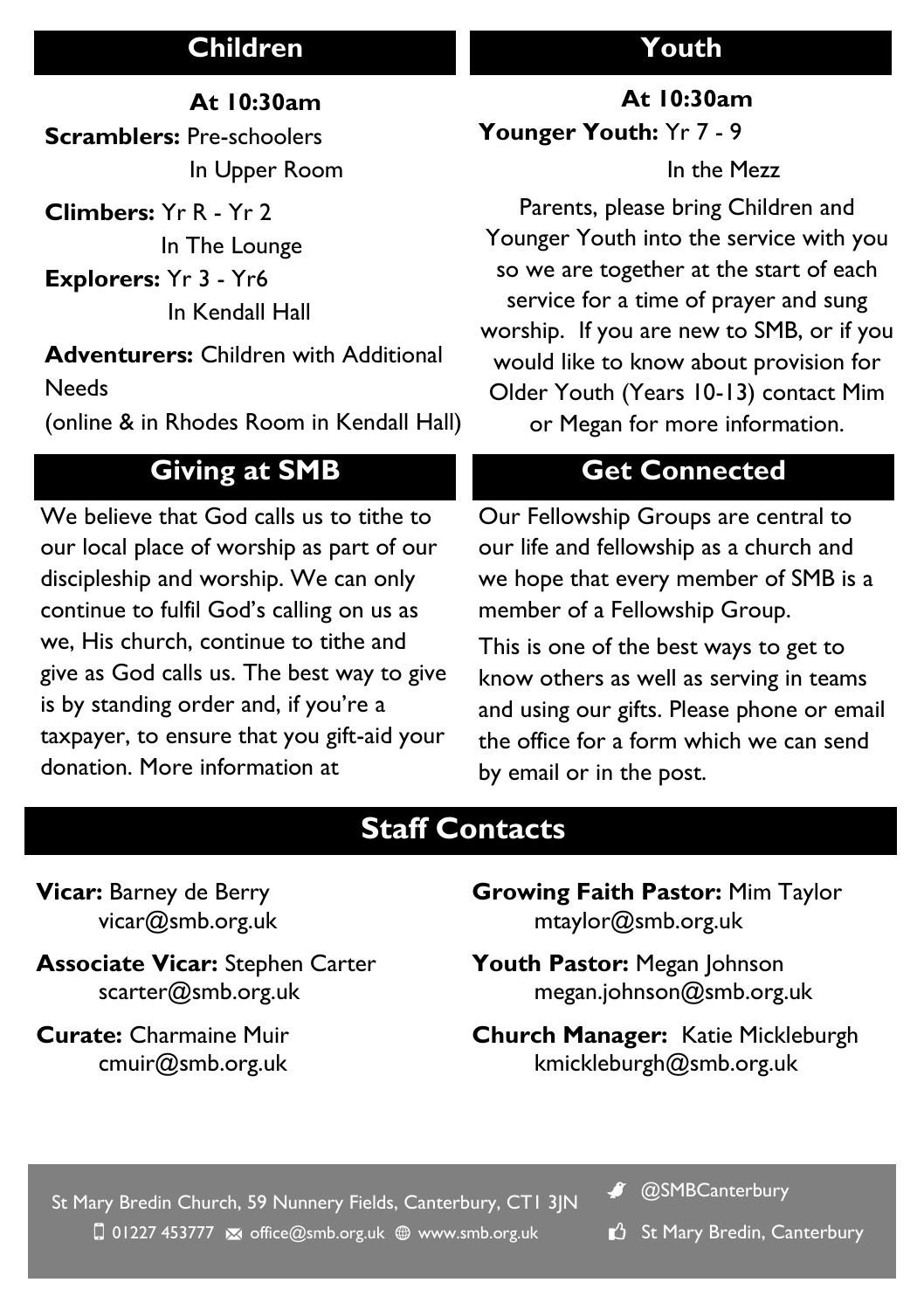## Children

**At 10:30am**

**Scramblers:** Pre-schoolers
In Upper Room

**Climbers:** Yr R - Yr 2
In The Lounge

**Explorers:** Yr 3 - Yr6
In Kendall Hall

**Adventurers:** Children with Additional Needs
(online & in Rhodes Room in Kendall Hall)

## Youth

**At 10:30am**

**Younger Youth:** Yr 7 - 9
In the Mezz

Parents, please bring Children and Younger Youth into the service with you so we are together at the start of each service for a time of prayer and sung worship. If you are new to SMB, or if you would like to know about provision for Older Youth (Years 10-13) contact Mim or Megan for more information.

## Giving at SMB

We believe that God calls us to tithe to our local place of worship as part of our discipleship and worship. We can only continue to fulfil God's calling on us as we, His church, continue to tithe and give as God calls us. The best way to give is by standing order and, if you're a taxpayer, to ensure that you gift-aid your donation. More information at

## Get Connected

Our Fellowship Groups are central to our life and fellowship as a church and we hope that every member of SMB is a member of a Fellowship Group.

This is one of the best ways to get to know others as well as serving in teams and using our gifts. Please phone or email the office for a form which we can send by email or in the post.

## Staff Contacts

**Vicar:** Barney de Berry
vicar@smb.org.uk

**Associate Vicar:** Stephen Carter
scarter@smb.org.uk

**Curate:** Charmaine Muir
cmuir@smb.org.uk

**Growing Faith Pastor:** Mim Taylor
mtaylor@smb.org.uk

**Youth Pastor:** Megan Johnson
megan.johnson@smb.org.uk

**Church Manager:** Katie Mickleburgh
kmickleburgh@smb.org.uk

St Mary Bredin Church, 59 Nunnery Fields, Canterbury, CT1 3JN
01227 453777 office@smb.org.uk www.smb.org.uk

@SMBCanterbury

St Mary Bredin, Canterbury